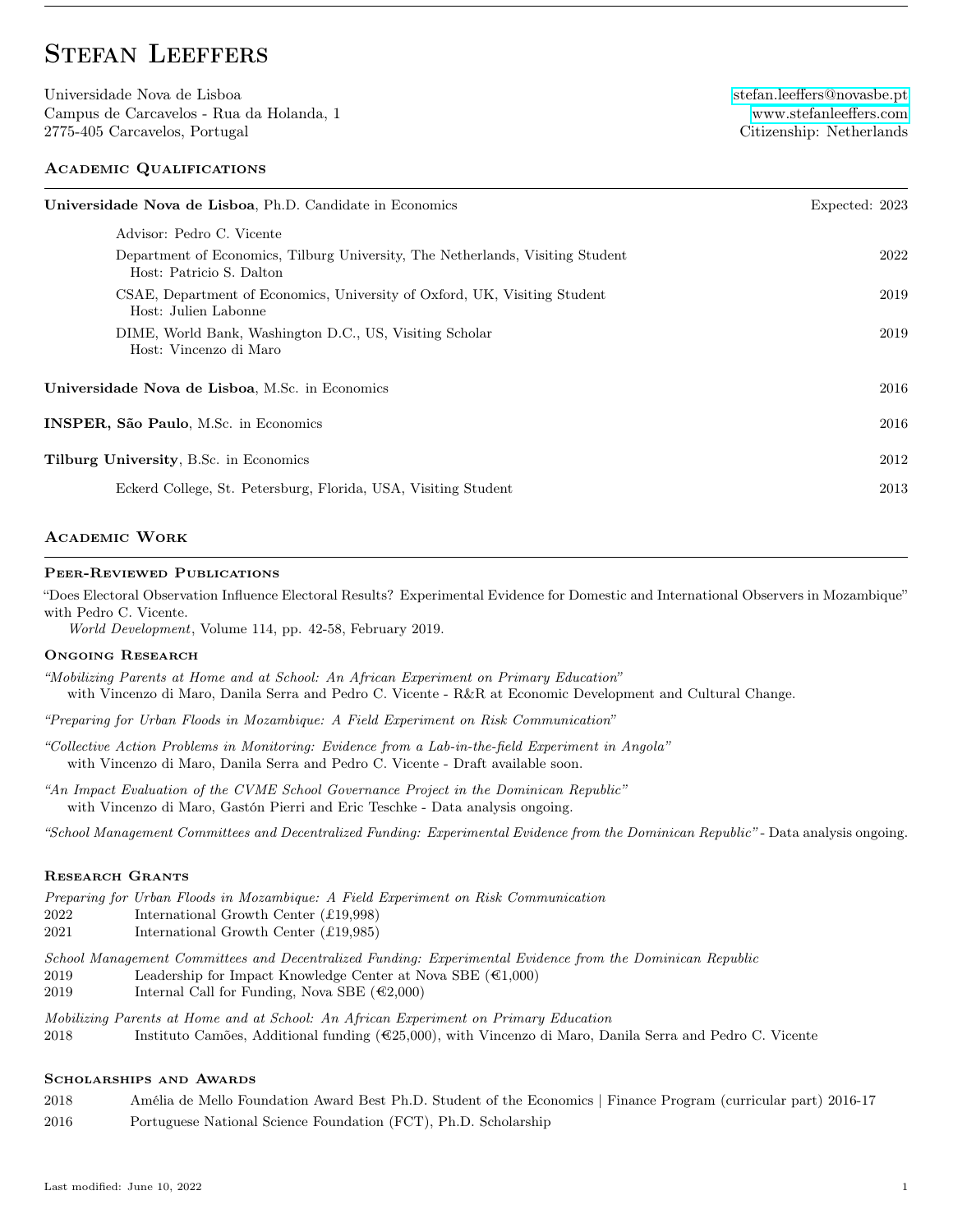# Stefan Leeffers

Universidade Nova de Lisboa
Campus de Carcavelos - Rua da Holanda, 1
2775-405 Carcavelos, Portugal

stefan.leeffers@novasbe.pt
www.stefanleeffers.com
Citizenship: Netherlands

## Academic Qualifications

**Universidade Nova de Lisboa**, Ph.D. Candidate in Economics — Expected: 2023

- Advisor: Pedro C. Vicente
- Department of Economics, Tilburg University, The Netherlands, Visiting Student — 2022
  Host: Patricio S. Dalton
- CSAE, Department of Economics, University of Oxford, UK, Visiting Student — 2019
  Host: Julien Labonne
- DIME, World Bank, Washington D.C., US, Visiting Scholar — 2019
  Host: Vincenzo di Maro

**Universidade Nova de Lisboa**, M.Sc. in Economics — 2016

**INSPER, São Paulo**, M.Sc. in Economics — 2016

**Tilburg University**, B.Sc. in Economics — 2012

- Eckerd College, St. Petersburg, Florida, USA, Visiting Student — 2013

## Academic Work

### Peer-Reviewed Publications

"Does Electoral Observation Influence Electoral Results? Experimental Evidence for Domestic and International Observers in Mozambique" with Pedro C. Vicente.
*World Development*, Volume 114, pp. 42-58, February 2019.

### Ongoing Research

*"Mobilizing Parents at Home and at School: An African Experiment on Primary Education"*
with Vincenzo di Maro, Danila Serra and Pedro C. Vicente - R&R at Economic Development and Cultural Change.

*"Preparing for Urban Floods in Mozambique: A Field Experiment on Risk Communication"*

*"Collective Action Problems in Monitoring: Evidence from a Lab-in-the-field Experiment in Angola"*
with Vincenzo di Maro, Danila Serra and Pedro C. Vicente - Draft available soon.

*"An Impact Evaluation of the CVME School Governance Project in the Dominican Republic"*
with Vincenzo di Maro, Gastón Pierri and Eric Teschke - Data analysis ongoing.

*"School Management Committees and Decentralized Funding: Experimental Evidence from the Dominican Republic"* - Data analysis ongoing.

### Research Grants

*Preparing for Urban Floods in Mozambique: A Field Experiment on Risk Communication*

- 2022 International Growth Center (£19,998)
- 2021 International Growth Center (£19,985)

*School Management Committees and Decentralized Funding: Experimental Evidence from the Dominican Republic*

- 2019 Leadership for Impact Knowledge Center at Nova SBE (€1,000)
- 2019 Internal Call for Funding, Nova SBE (€2,000)

*Mobilizing Parents at Home and at School: An African Experiment on Primary Education*

- 2018 Instituto Camões, Additional funding (€25,000), with Vincenzo di Maro, Danila Serra and Pedro C. Vicente

### Scholarships and Awards

- 2018 Amélia de Mello Foundation Award Best Ph.D. Student of the Economics | Finance Program (curricular part) 2016-17
- 2016 Portuguese National Science Foundation (FCT), Ph.D. Scholarship

Last modified: June 10, 2022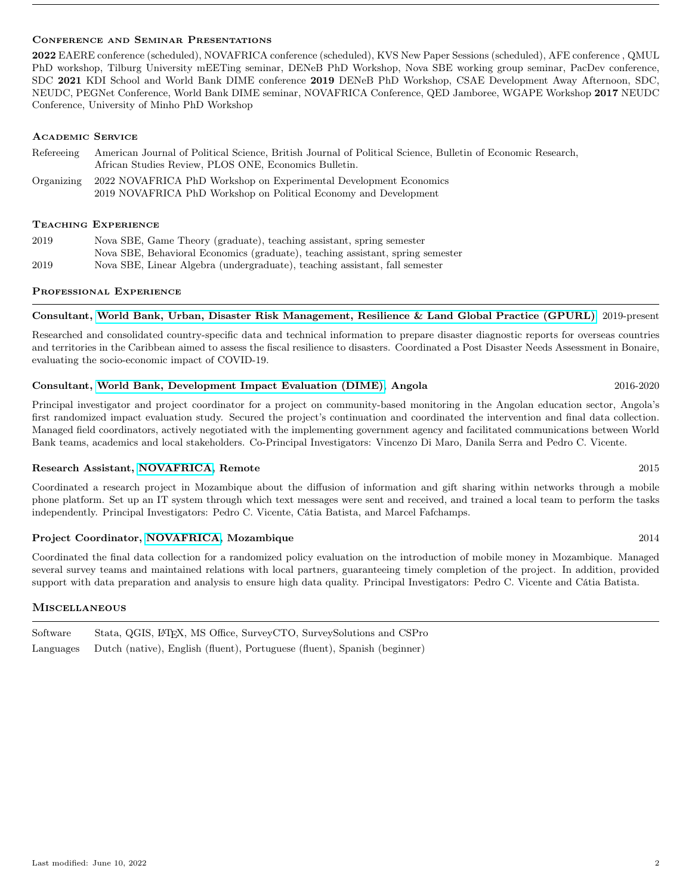## Conference and Seminar Presentations

**2022** EAERE conference (scheduled), NOVAFRICA conference (scheduled), KVS New Paper Sessions (scheduled), AFE conference , QMUL PhD workshop, Tilburg University mEETing seminar, DENeB PhD Workshop, Nova SBE working group seminar, PacDev conference, SDC **2021** KDI School and World Bank DIME conference **2019** DENeB PhD Workshop, CSAE Development Away Afternoon, SDC, NEUDC, PEGNet Conference, World Bank DIME seminar, NOVAFRICA Conference, QED Jamboree, WGAPE Workshop **2017** NEUDC Conference, University of Minho PhD Workshop

## Academic Service

Refereeing: American Journal of Political Science, British Journal of Political Science, Bulletin of Economic Research, African Studies Review, PLOS ONE, Economics Bulletin.

Organizing: 2022 NOVAFRICA PhD Workshop on Experimental Development Economics
2019 NOVAFRICA PhD Workshop on Political Economy and Development

## Teaching Experience

2019 Nova SBE, Game Theory (graduate), teaching assistant, spring semester
Nova SBE, Behavioral Economics (graduate), teaching assistant, spring semester
2019 Nova SBE, Linear Algebra (undergraduate), teaching assistant, fall semester

## Professional Experience

**Consultant, World Bank, Urban, Disaster Risk Management, Resilience & Land Global Practice (GPURL)** 2019-present

Researched and consolidated country-specific data and technical information to prepare disaster diagnostic reports for overseas countries and territories in the Caribbean aimed to assess the fiscal resilience to disasters. Coordinated a Post Disaster Needs Assessment in Bonaire, evaluating the socio-economic impact of COVID-19.

**Consultant, World Bank, Development Impact Evaluation (DIME), Angola** 2016-2020

Principal investigator and project coordinator for a project on community-based monitoring in the Angolan education sector, Angola's first randomized impact evaluation study. Secured the project's continuation and coordinated the intervention and final data collection. Managed field coordinators, actively negotiated with the implementing government agency and facilitated communications between World Bank teams, academics and local stakeholders. Co-Principal Investigators: Vincenzo Di Maro, Danila Serra and Pedro C. Vicente.

**Research Assistant, NOVAFRICA, Remote** 2015

Coordinated a research project in Mozambique about the diffusion of information and gift sharing within networks through a mobile phone platform. Set up an IT system through which text messages were sent and received, and trained a local team to perform the tasks independently. Principal Investigators: Pedro C. Vicente, Cátia Batista, and Marcel Fafchamps.

**Project Coordinator, NOVAFRICA, Mozambique** 2014

Coordinated the final data collection for a randomized policy evaluation on the introduction of mobile money in Mozambique. Managed several survey teams and maintained relations with local partners, guaranteeing timely completion of the project. In addition, provided support with data preparation and analysis to ensure high data quality. Principal Investigators: Pedro C. Vicente and Cátia Batista.

## Miscellaneous

Software: Stata, QGIS, LaTeX, MS Office, SurveyCTO, SurveySolutions and CSPro
Languages: Dutch (native), English (fluent), Portuguese (fluent), Spanish (beginner)

Last modified: June 10, 2022